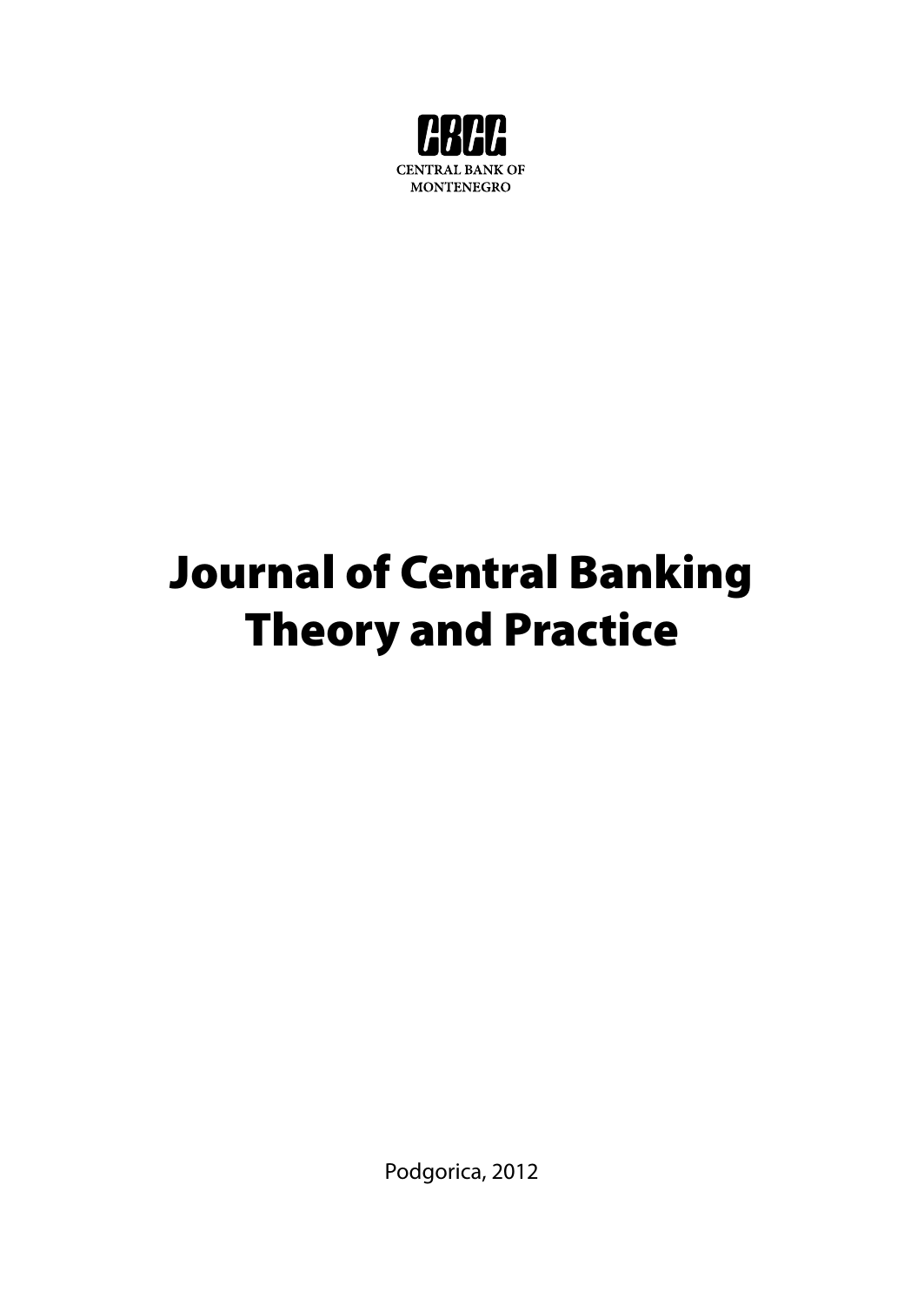CBCG

CENTRAL BANK OF MONTENEGRO

# Journal of Central Banking Theory and Practice

Podgorica, 2012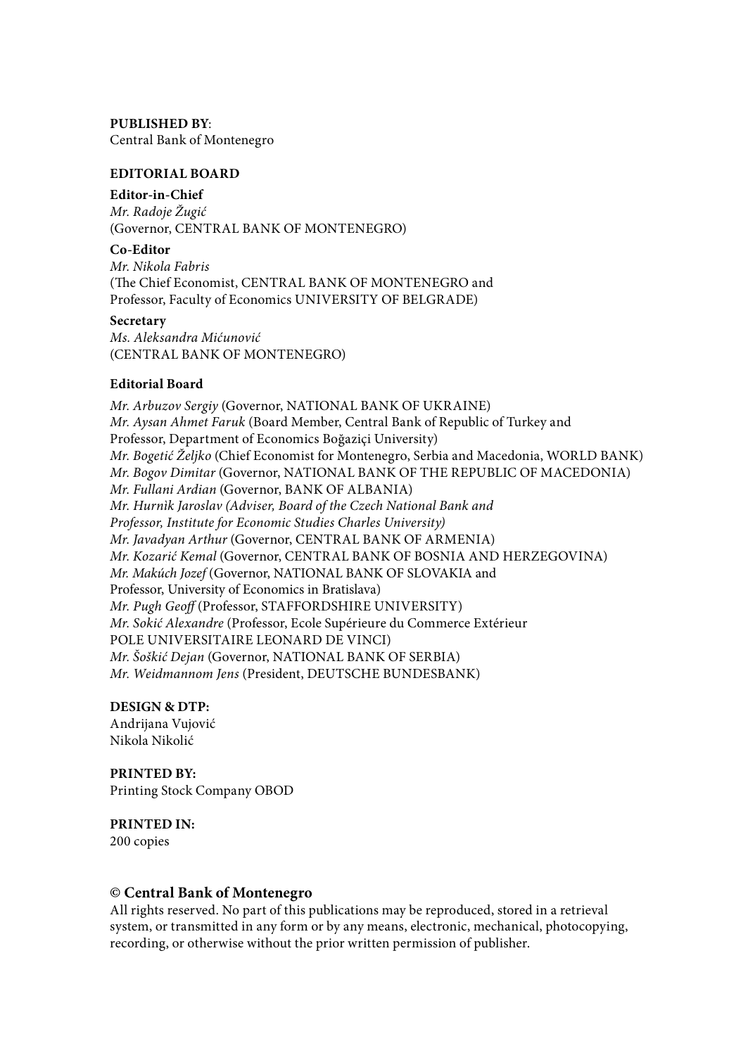**PUBLISHED BY**:
Central Bank of Montenegro

**EDITORIAL BOARD**

**Editor-in-Chief**
*Mr. Radoje Žugić*
(Governor, CENTRAL BANK OF MONTENEGRO)

**Co-Editor**
*Mr. Nikola Fabris*
(The Chief Economist, CENTRAL BANK OF MONTENEGRO and
Professor, Faculty of Economics UNIVERSITY OF BELGRADE)

**Secretary**
*Ms. Aleksandra Mićunović*
(CENTRAL BANK OF MONTENEGRO)

**Editorial Board**

*Mr. Arbuzov Sergiy* (Governor, NATIONAL BANK OF UKRAINE)
*Mr. Aysan Ahmet Faruk* (Board Member, Central Bank of Republic of Turkey and
Professor, Department of Economics Boğaziçi University)
*Mr. Bogetić Željko* (Chief Economist for Montenegro, Serbia and Macedonia, WORLD BANK)
*Mr. Bogov Dimitar* (Governor, NATIONAL BANK OF THE REPUBLIC OF MACEDONIA)
*Mr. Fullani Ardian* (Governor, BANK OF ALBANIA)
*Mr. Hurnìk Jaroslav (Adviser, Board of the Czech National Bank and
Professor, Institute for Economic Studies Charles University)*
*Mr. Javadyan Arthur* (Governor, CENTRAL BANK OF ARMENIA)
*Mr. Kozarić Kemal* (Governor, CENTRAL BANK OF BOSNIA AND HERZEGOVINA)
*Mr. Makúch Jozef* (Governor, NATIONAL BANK OF SLOVAKIA and
Professor, University of Economics in Bratislava)
*Mr. Pugh Geoff* (Professor, STAFFORDSHIRE UNIVERSITY)
*Mr. Sokić Alexandre* (Professor, Ecole Supérieure du Commerce Extérieur
POLE UNIVERSITAIRE LEONARD DE VINCI)
*Mr. Šoškić Dejan* (Governor, NATIONAL BANK OF SERBIA)
*Mr. Weidmannom Jens* (President, DEUTSCHE BUNDESBANK)

**DESIGN & DTP:**
Andrijana Vujović
Nikola Nikolić

**PRINTED BY:**
Printing Stock Company OBOD

**PRINTED IN:**
200 copies

**© Central Bank of Montenegro**
All rights reserved. No part of this publications may be reproduced, stored in a retrieval system, or transmitted in any form or by any means, electronic, mechanical, photocopying, recording, or otherwise without the prior written permission of publisher.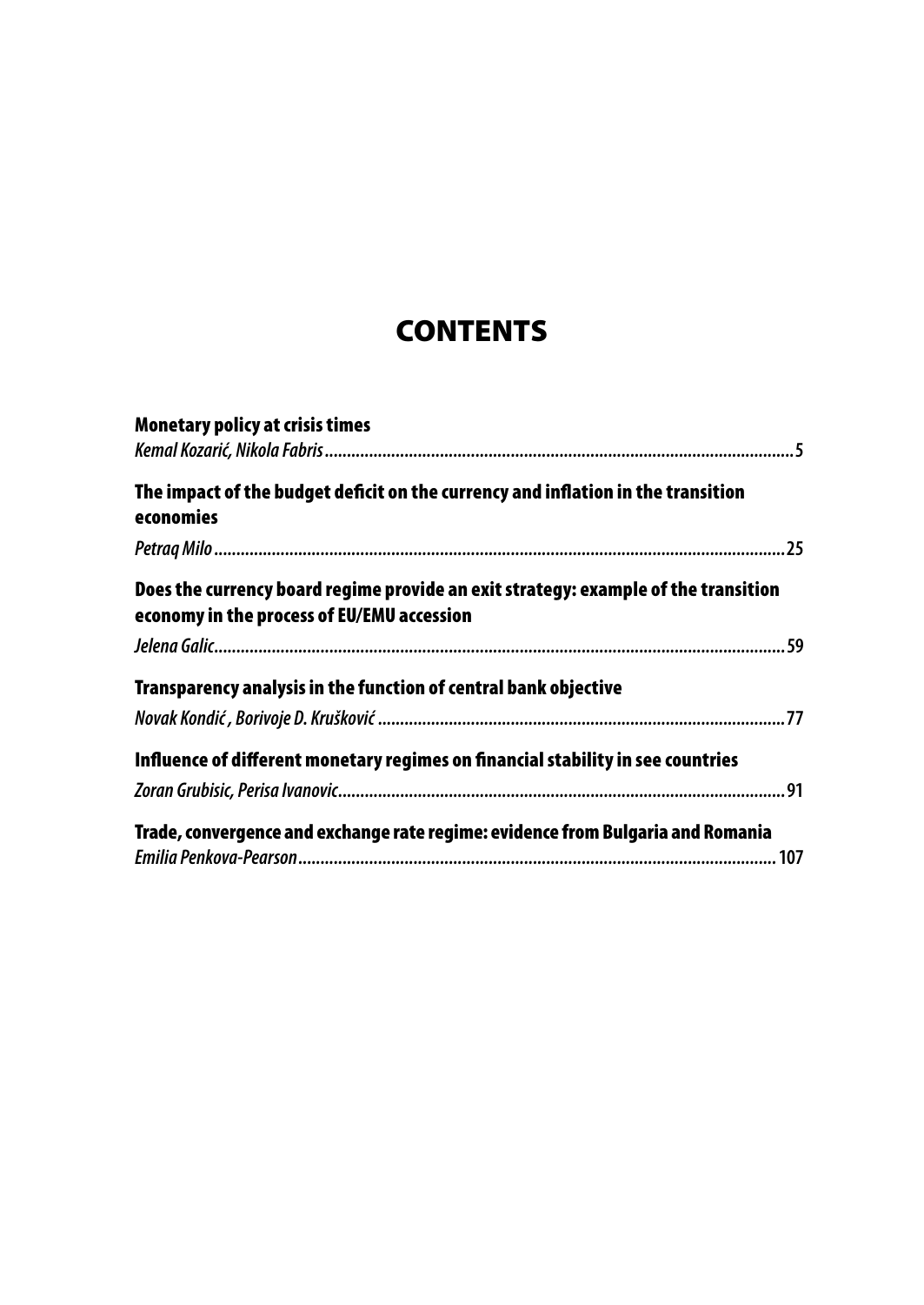# CONTENTS

**Monetary policy at crisis times**
*Kemal Kozarić, Nikola Fabris* ........................................................................................................ 5

**The impact of the budget deficit on the currency and inflation in the transition economies**
*Petraq Milo* ........................................................................................................................ 25

**Does the currency board regime provide an exit strategy: example of the transition economy in the process of EU/EMU accession**
*Jelena Galic* ........................................................................................................................ 59

**Transparency analysis in the function of central bank objective**
*Novak Kondić , Borivoje D. Krušković* ........................................................................................ 77

**Influence of different monetary regimes on financial stability in see countries**
*Zoran Grubisic, Perisa Ivanovic* ................................................................................................... 91

**Trade, convergence and exchange rate regime: evidence from Bulgaria and Romania**
*Emilia Penkova-Pearson* ............................................................................................................ 107